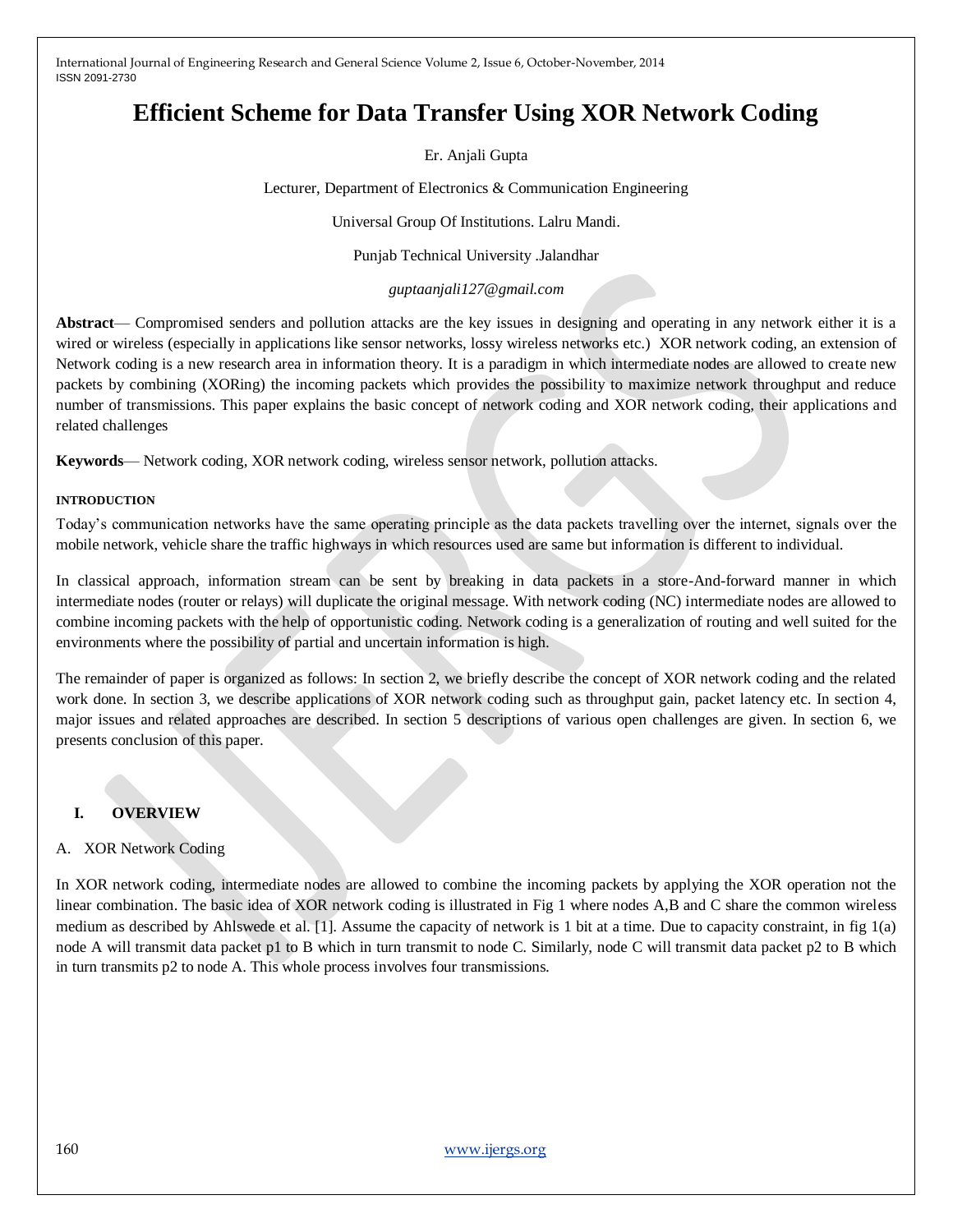# Efficient Scheme for Data Transfer Using XOR Network Coding

Er. Anjali Gupta

Lecturer, Department of Electronics & Communication Engineering

Universal Group Of Institutions. Lalru Mandi.

Punjab Technical University .Jalandhar

*guptaanjali127@gmail.com*

**Abstract**— Compromised senders and pollution attacks are the key issues in designing and operating in any network either it is a wired or wireless (especially in applications like sensor networks, lossy wireless networks etc.) XOR network coding, an extension of Network coding is a new research area in information theory. It is a paradigm in which intermediate nodes are allowed to create new packets by combining (XORing) the incoming packets which provides the possibility to maximize network throughput and reduce number of transmissions. This paper explains the basic concept of network coding and XOR network coding, their applications and related challenges

**Keywords**— Network coding, XOR network coding, wireless sensor network, pollution attacks.

#### INTRODUCTION

Today's communication networks have the same operating principle as the data packets travelling over the internet, signals over the mobile network, vehicle share the traffic highways in which resources used are same but information is different to individual.

In classical approach, information stream can be sent by breaking in data packets in a store-And-forward manner in which intermediate nodes (router or relays) will duplicate the original message. With network coding (NC) intermediate nodes are allowed to combine incoming packets with the help of opportunistic coding. Network coding is a generalization of routing and well suited for the environments where the possibility of partial and uncertain information is high.

The remainder of paper is organized as follows: In section 2, we briefly describe the concept of XOR network coding and the related work done. In section 3, we describe applications of XOR network coding such as throughput gain, packet latency etc. In section 4, major issues and related approaches are described. In section 5 descriptions of various open challenges are given. In section 6, we presents conclusion of this paper.

## I. OVERVIEW

### A. XOR Network Coding

In XOR network coding, intermediate nodes are allowed to combine the incoming packets by applying the XOR operation not the linear combination. The basic idea of XOR network coding is illustrated in Fig 1 where nodes A,B and C share the common wireless medium as described by Ahlswede et al. [1]. Assume the capacity of network is 1 bit at a time. Due to capacity constraint, in fig 1(a) node A will transmit data packet p1 to B which in turn transmit to node C. Similarly, node C will transmit data packet p2 to B which in turn transmits p2 to node A. This whole process involves four transmissions.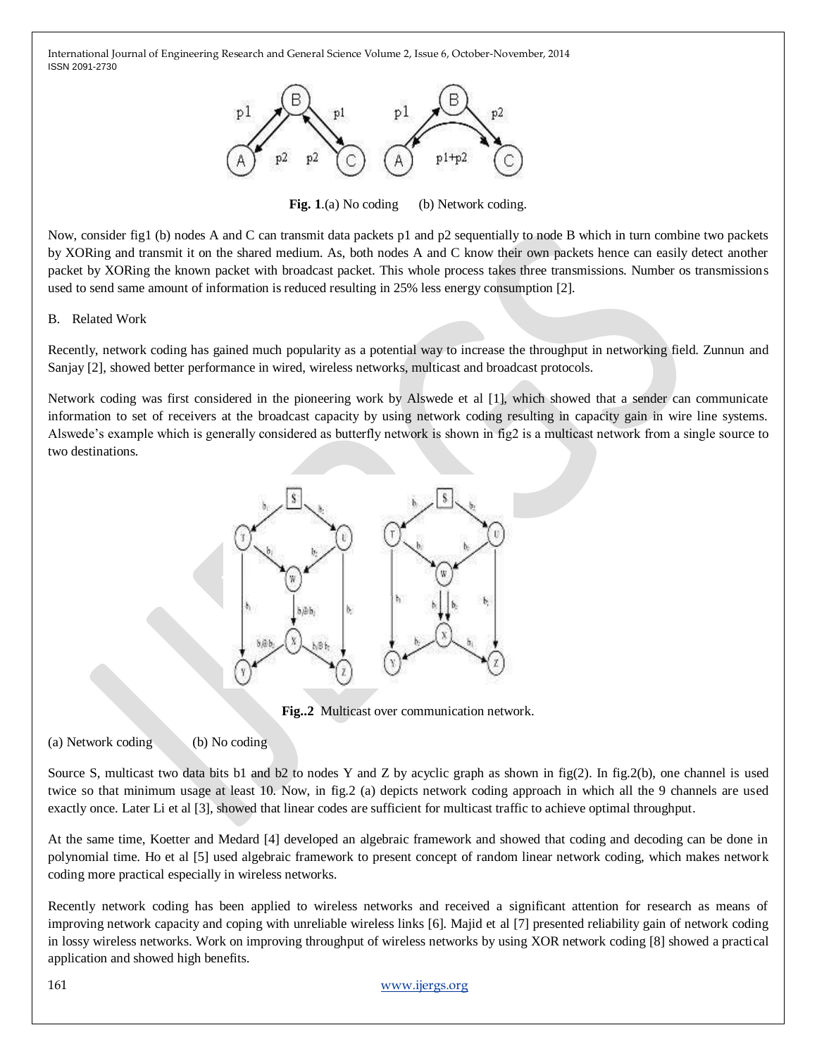**Fig. 1**.(a) No coding (b) Network coding.

Now, consider fig1 (b) nodes A and C can transmit data packets p1 and p2 sequentially to node B which in turn combine two packets by XORing and transmit it on the shared medium. As, both nodes A and C know their own packets hence can easily detect another packet by XORing the known packet with broadcast packet. This whole process takes three transmissions. Number os transmissions used to send same amount of information is reduced resulting in 25% less energy consumption [2].

B. Related Work

Recently, network coding has gained much popularity as a potential way to increase the throughput in networking field. Zunnun and Sanjay [2], showed better performance in wired, wireless networks, multicast and broadcast protocols.

Network coding was first considered in the pioneering work by Alswede et al [1], which showed that a sender can communicate information to set of receivers at the broadcast capacity by using network coding resulting in capacity gain in wire line systems. Alswede's example which is generally considered as butterfly network is shown in fig2 is a multicast network from a single source to two destinations.

**Fig..2** Multicast over communication network.

(a) Network coding (b) No coding

Source S, multicast two data bits b1 and b2 to nodes Y and Z by acyclic graph as shown in fig(2). In fig.2(b), one channel is used twice so that minimum usage at least 10. Now, in fig.2 (a) depicts network coding approach in which all the 9 channels are used exactly once. Later Li et al [3], showed that linear codes are sufficient for multicast traffic to achieve optimal throughput.

At the same time, Koetter and Medard [4] developed an algebraic framework and showed that coding and decoding can be done in polynomial time. Ho et al [5] used algebraic framework to present concept of random linear network coding, which makes network coding more practical especially in wireless networks.

Recently network coding has been applied to wireless networks and received a significant attention for research as means of improving network capacity and coping with unreliable wireless links [6]. Majid et al [7] presented reliability gain of network coding in lossy wireless networks. Work on improving throughput of wireless networks by using XOR network coding [8] showed a practical application and showed high benefits.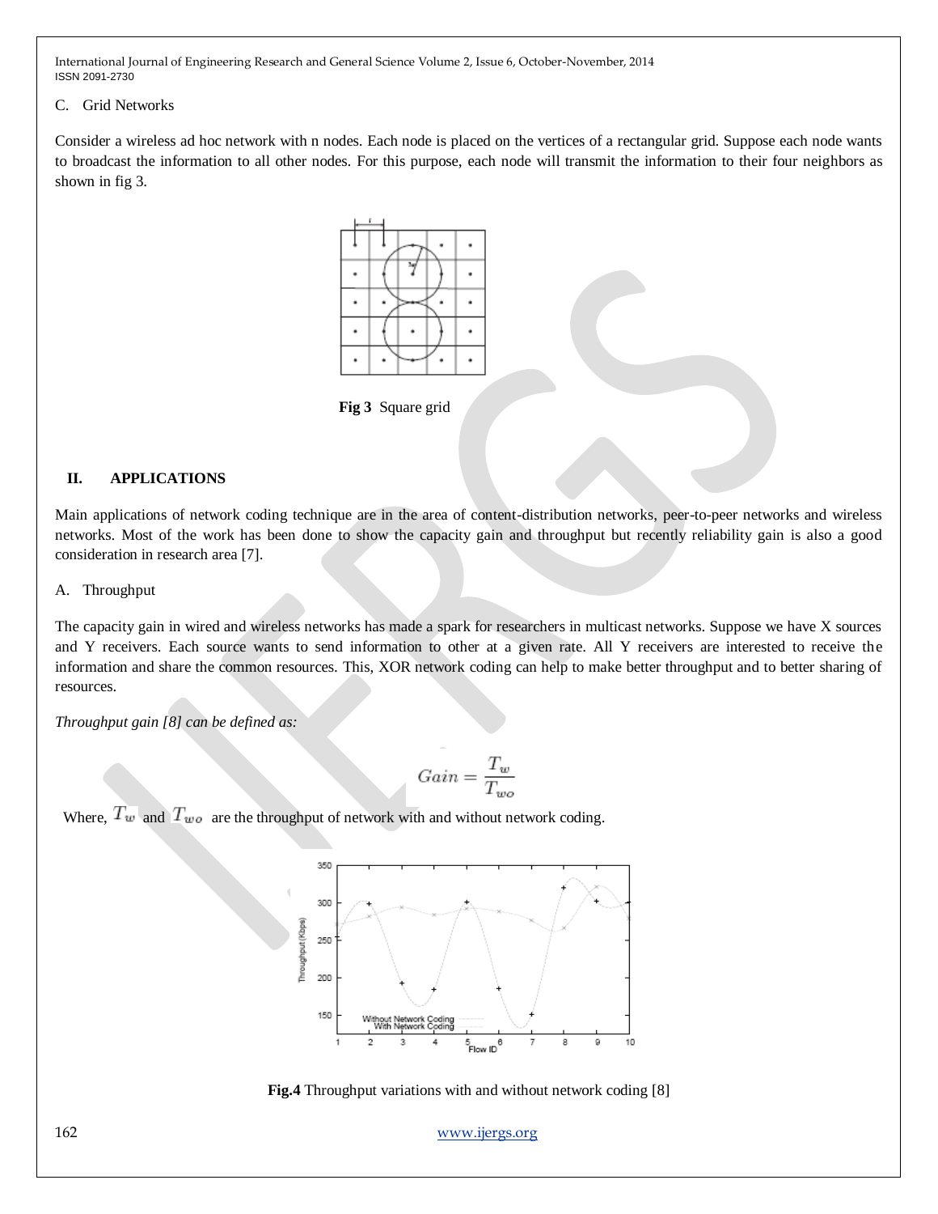C. Grid Networks

Consider a wireless ad hoc network with n nodes. Each node is placed on the vertices of a rectangular grid. Suppose each node wants to broadcast the information to all other nodes. For this purpose, each node will transmit the information to their four neighbors as shown in fig 3.

**Fig 3** Square grid

## II. APPLICATIONS

Main applications of network coding technique are in the area of content-distribution networks, peer-to-peer networks and wireless networks. Most of the work has been done to show the capacity gain and throughput but recently reliability gain is also a good consideration in research area [7].

A. Throughput

The capacity gain in wired and wireless networks has made a spark for researchers in multicast networks. Suppose we have X sources and Y receivers. Each source wants to send information to other at a given rate. All Y receivers are interested to receive the information and share the common resources. This, XOR network coding can help to make better throughput and to better sharing of resources.

*Throughput gain [8] can be defined as:*

$$Gain = \frac{T_w}{T_{wo}}$$

Where, $T_w$ and $T_{wo}$ are the throughput of network with and without network coding.

**Fig.4** Throughput variations with and without network coding [8]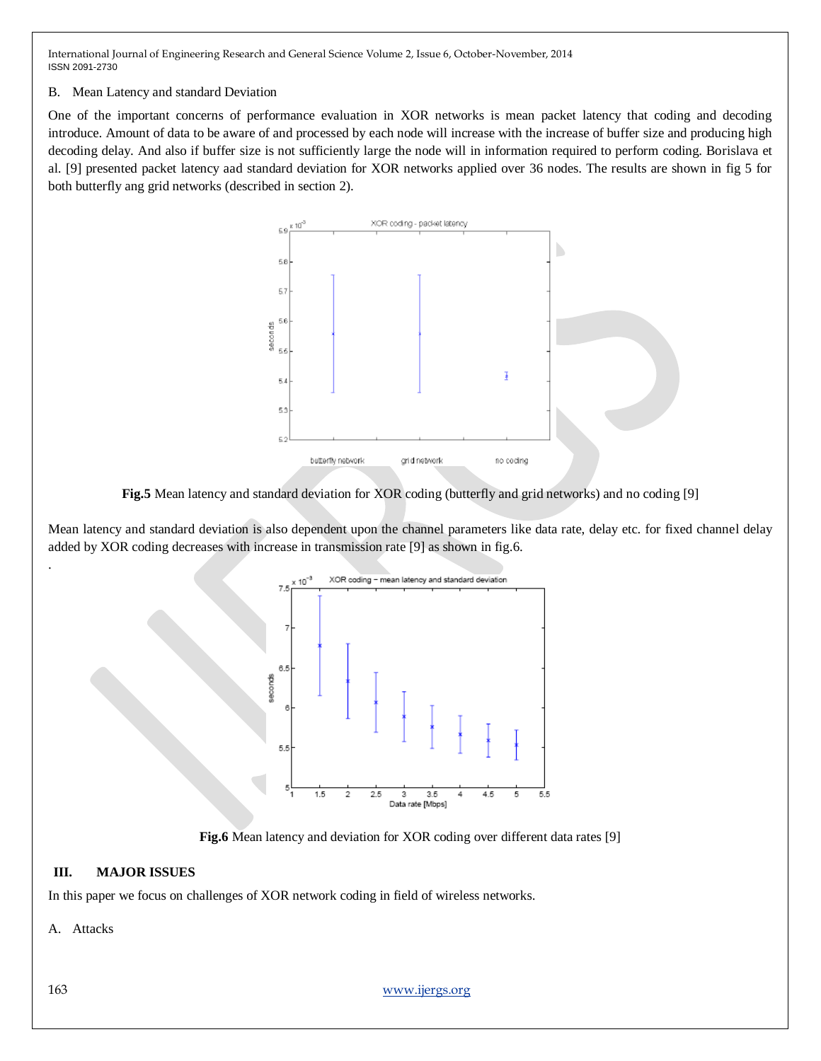B. Mean Latency and standard Deviation

One of the important concerns of performance evaluation in XOR networks is mean packet latency that coding and decoding introduce. Amount of data to be aware of and processed by each node will increase with the increase of buffer size and producing high decoding delay. And also if buffer size is not sufficiently large the node will in information required to perform coding. Borislava et al. [9] presented packet latency aad standard deviation for XOR networks applied over 36 nodes. The results are shown in fig 5 for both butterfly ang grid networks (described in section 2).

**Fig.5** Mean latency and standard deviation for XOR coding (butterfly and grid networks) and no coding [9]

Mean latency and standard deviation is also dependent upon the channel parameters like data rate, delay etc. for fixed channel delay added by XOR coding decreases with increase in transmission rate [9] as shown in fig.6.

.

**Fig.6** Mean latency and deviation for XOR coding over different data rates [9]

## III. MAJOR ISSUES

In this paper we focus on challenges of XOR network coding in field of wireless networks.

A. Attacks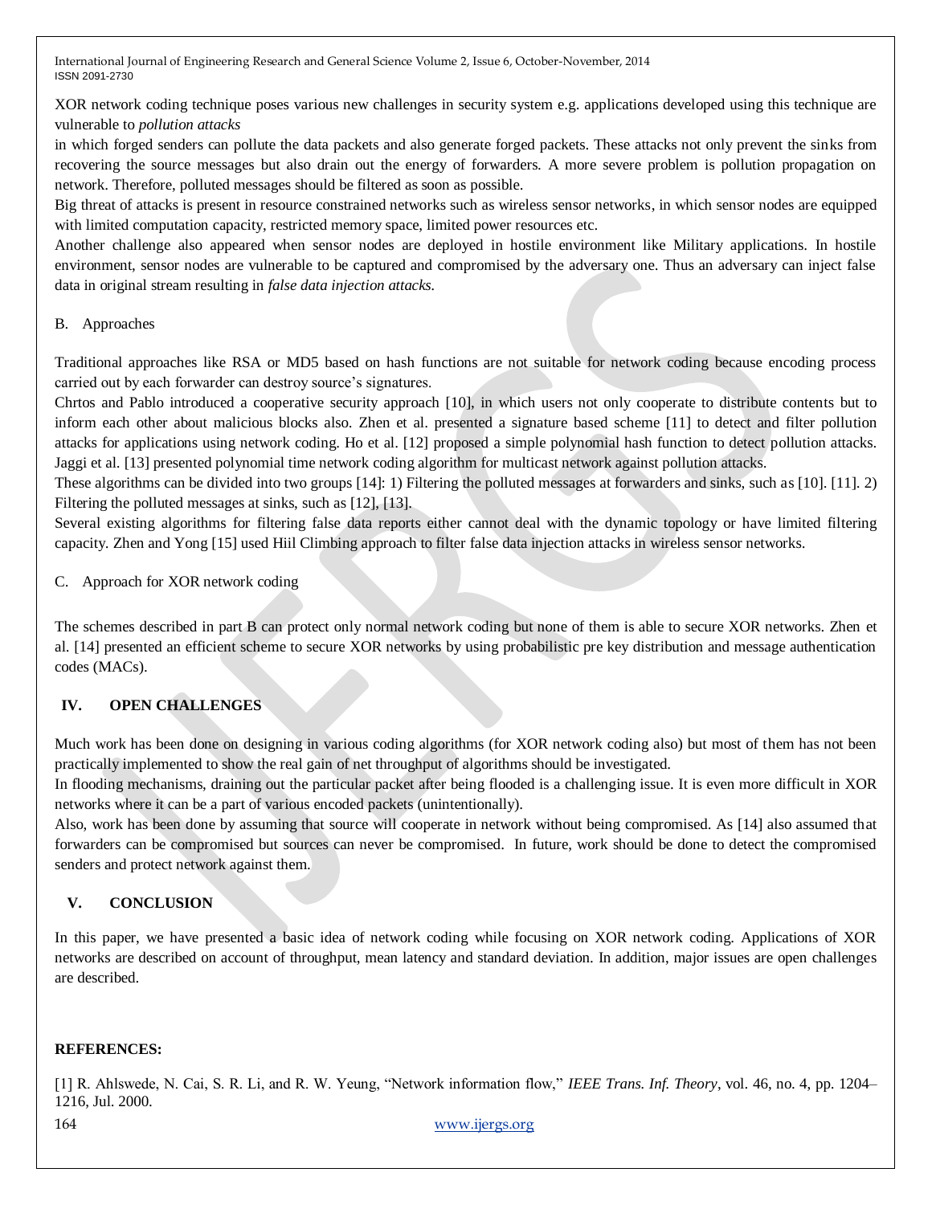XOR network coding technique poses various new challenges in security system e.g. applications developed using this technique are vulnerable to *pollution attacks*

in which forged senders can pollute the data packets and also generate forged packets. These attacks not only prevent the sinks from recovering the source messages but also drain out the energy of forwarders. A more severe problem is pollution propagation on network. Therefore, polluted messages should be filtered as soon as possible.

Big threat of attacks is present in resource constrained networks such as wireless sensor networks, in which sensor nodes are equipped with limited computation capacity, restricted memory space, limited power resources etc.

Another challenge also appeared when sensor nodes are deployed in hostile environment like Military applications. In hostile environment, sensor nodes are vulnerable to be captured and compromised by the adversary one. Thus an adversary can inject false data in original stream resulting in *false data injection attacks.*

### B. Approaches

Traditional approaches like RSA or MD5 based on hash functions are not suitable for network coding because encoding process carried out by each forwarder can destroy source's signatures.

Chrtos and Pablo introduced a cooperative security approach [10], in which users not only cooperate to distribute contents but to inform each other about malicious blocks also. Zhen et al. presented a signature based scheme [11] to detect and filter pollution attacks for applications using network coding. Ho et al. [12] proposed a simple polynomial hash function to detect pollution attacks. Jaggi et al. [13] presented polynomial time network coding algorithm for multicast network against pollution attacks.

These algorithms can be divided into two groups [14]: 1) Filtering the polluted messages at forwarders and sinks, such as [10]. [11]. 2) Filtering the polluted messages at sinks, such as [12], [13].

Several existing algorithms for filtering false data reports either cannot deal with the dynamic topology or have limited filtering capacity. Zhen and Yong [15] used Hiil Climbing approach to filter false data injection attacks in wireless sensor networks.

### C. Approach for XOR network coding

The schemes described in part B can protect only normal network coding but none of them is able to secure XOR networks. Zhen et al. [14] presented an efficient scheme to secure XOR networks by using probabilistic pre key distribution and message authentication codes (MACs).

## IV. OPEN CHALLENGES

Much work has been done on designing in various coding algorithms (for XOR network coding also) but most of them has not been practically implemented to show the real gain of net throughput of algorithms should be investigated.

In flooding mechanisms, draining out the particular packet after being flooded is a challenging issue. It is even more difficult in XOR networks where it can be a part of various encoded packets (unintentionally).

Also, work has been done by assuming that source will cooperate in network without being compromised. As [14] also assumed that forwarders can be compromised but sources can never be compromised. In future, work should be done to detect the compromised senders and protect network against them.

## V. CONCLUSION

In this paper, we have presented a basic idea of network coding while focusing on XOR network coding. Applications of XOR networks are described on account of throughput, mean latency and standard deviation. In addition, major issues are open challenges are described.

## REFERENCES:

[1] R. Ahlswede, N. Cai, S. R. Li, and R. W. Yeung, "Network information flow," *IEEE Trans. Inf. Theory*, vol. 46, no. 4, pp. 1204–1216, Jul. 2000.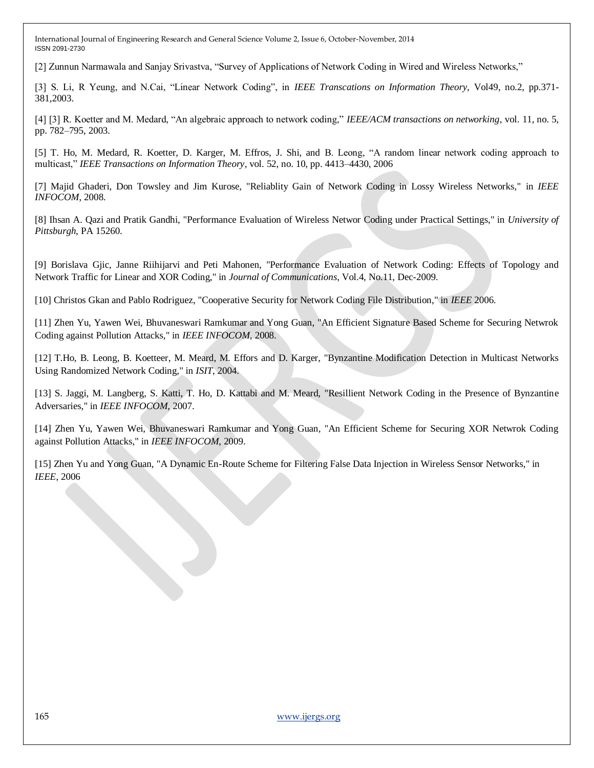[2] Zunnun Narmawala and Sanjay Srivastva, "Survey of Applications of Network Coding in Wired and Wireless Networks,"

[3] S. Li, R Yeung, and N.Cai, "Linear Network Coding", in *IEEE Transcations on Information Theory*, Vol49, no.2, pp.371-381,2003.

[4] [3] R. Koetter and M. Medard, "An algebraic approach to network coding," *IEEE/ACM transactions on networking*, vol. 11, no. 5, pp. 782–795, 2003.

[5] T. Ho, M. Medard, R. Koetter, D. Karger, M. Effros, J. Shi, and B. Leong, "A random linear network coding approach to multicast," *IEEE Transactions on Information Theory*, vol. 52, no. 10, pp. 4413–4430, 2006

[7] Majid Ghaderi, Don Towsley and Jim Kurose, "Reliablity Gain of Network Coding in Lossy Wireless Networks," in *IEEE INFOCOM*, 2008.

[8] Ihsan A. Qazi and Pratik Gandhi, "Performance Evaluation of Wireless Networ Coding under Practical Settings," in *University of Pittsburgh*, PA 15260.

[9] Borislava Gjic, Janne Riihijarvi and Peti Mahonen, "Performance Evaluation of Network Coding: Effects of Topology and Network Traffic for Linear and XOR Coding," in *Journal of Communications*, Vol.4, No.11, Dec-2009.

[10] Christos Gkan and Pablo Rodriguez, "Cooperative Security for Network Coding File Distribution," in *IEEE* 2006.

[11] Zhen Yu, Yawen Wei, Bhuvaneswari Ramkumar and Yong Guan, "An Efficient Signature Based Scheme for Securing Netwrok Coding against Pollution Attacks," in *IEEE INFOCOM*, 2008.

[12] T.Ho, B. Leong, B. Koetteer, M. Meard, M. Effors and D. Karger, "Bynzantine Modification Detection in Multicast Networks Using Randomized Network Coding," in *ISIT*, 2004.

[13] S. Jaggi, M. Langberg, S. Katti, T. Ho, D. Kattabi and M. Meard, "Resillient Network Coding in the Presence of Bynzantine Adversaries," in *IEEE INFOCOM*, 2007.

[14] Zhen Yu, Yawen Wei, Bhuvaneswari Ramkumar and Yong Guan, "An Efficient Scheme for Securing XOR Netwrok Coding against Pollution Attacks," in *IEEE INFOCOM*, 2009.

[15] Zhen Yu and Yong Guan, "A Dynamic En-Route Scheme for Filtering False Data Injection in Wireless Sensor Networks," in *IEEE*, 2006